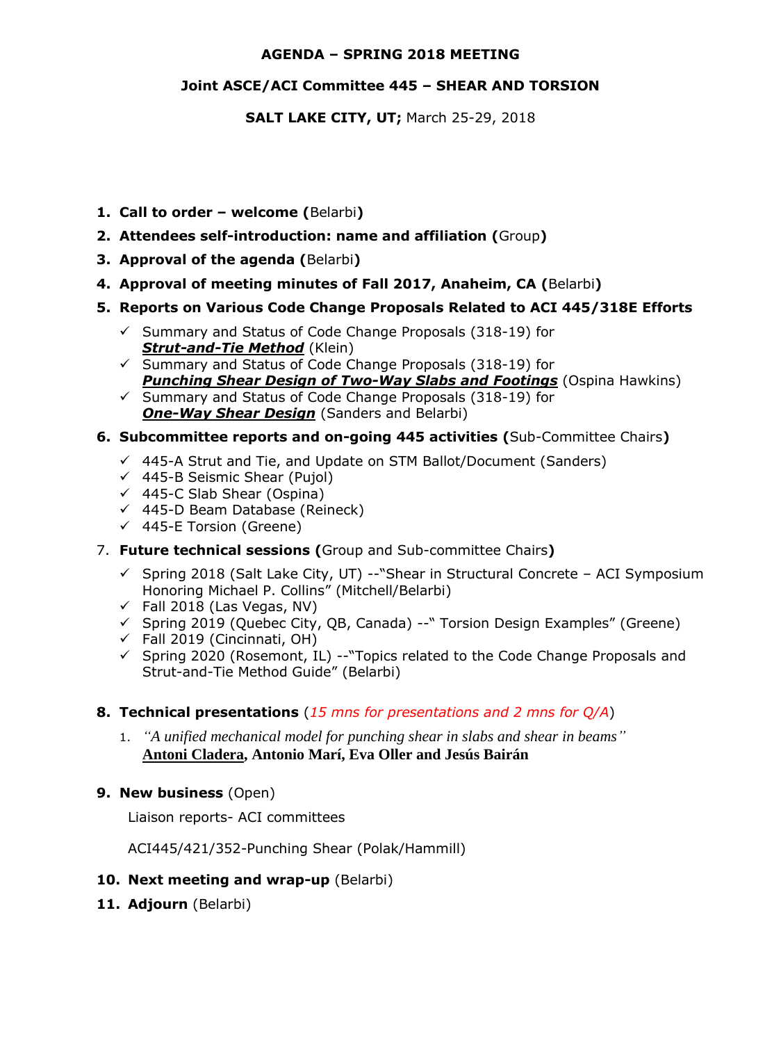**AGENDA – SPRING 2018 MEETING**

**Joint ASCE/ACI Committee 445 – SHEAR AND TORSION**

**SALT LAKE CITY, UT;** March 25-29, 2018

1. **Call to order – welcome (**Belarbi**)**
2. **Attendees self-introduction: name and affiliation (**Group**)**
3. **Approval of the agenda (**Belarbi**)**
4. **Approval of meeting minutes of Fall 2017, Anaheim, CA (**Belarbi**)**
5. **Reports on Various Code Change Proposals Related to ACI 445/318E Efforts**
   - ✓ Summary and Status of Code Change Proposals (318-19) for ***Strut-and-Tie Method*** (Klein)
   - ✓ Summary and Status of Code Change Proposals (318-19) for ***Punching Shear Design of Two-Way Slabs and Footings*** (Ospina Hawkins)
   - ✓ Summary and Status of Code Change Proposals (318-19) for ***One-Way Shear Design*** (Sanders and Belarbi)
6. **Subcommittee reports and on-going 445 activities (**Sub-Committee Chairs**)**
   - ✓ 445-A Strut and Tie, and Update on STM Ballot/Document (Sanders)
   - ✓ 445-B Seismic Shear (Pujol)
   - ✓ 445-C Slab Shear (Ospina)
   - ✓ 445-D Beam Database (Reineck)
   - ✓ 445-E Torsion (Greene)
7. **Future technical sessions (**Group and Sub-committee Chairs**)**
   - ✓ Spring 2018 (Salt Lake City, UT) --"Shear in Structural Concrete – ACI Symposium Honoring Michael P. Collins" (Mitchell/Belarbi)
   - ✓ Fall 2018 (Las Vegas, NV)
   - ✓ Spring 2019 (Quebec City, QB, Canada) --" Torsion Design Examples" (Greene)
   - ✓ Fall 2019 (Cincinnati, OH)
   - ✓ Spring 2020 (Rosemont, IL) --"Topics related to the Code Change Proposals and Strut-and-Tie Method Guide" (Belarbi)
8. **Technical presentations** (*15 mns for presentations and 2 mns for Q/A*)
   1. *"A unified mechanical model for punching shear in slabs and shear in beams"*
      **Antoni Cladera, Antonio Marí, Eva Oller and Jesús Bairán**
9. **New business** (Open)

   Liaison reports- ACI committees

   ACI445/421/352-Punching Shear (Polak/Hammill)
10. **Next meeting and wrap-up** (Belarbi)
11. **Adjourn** (Belarbi)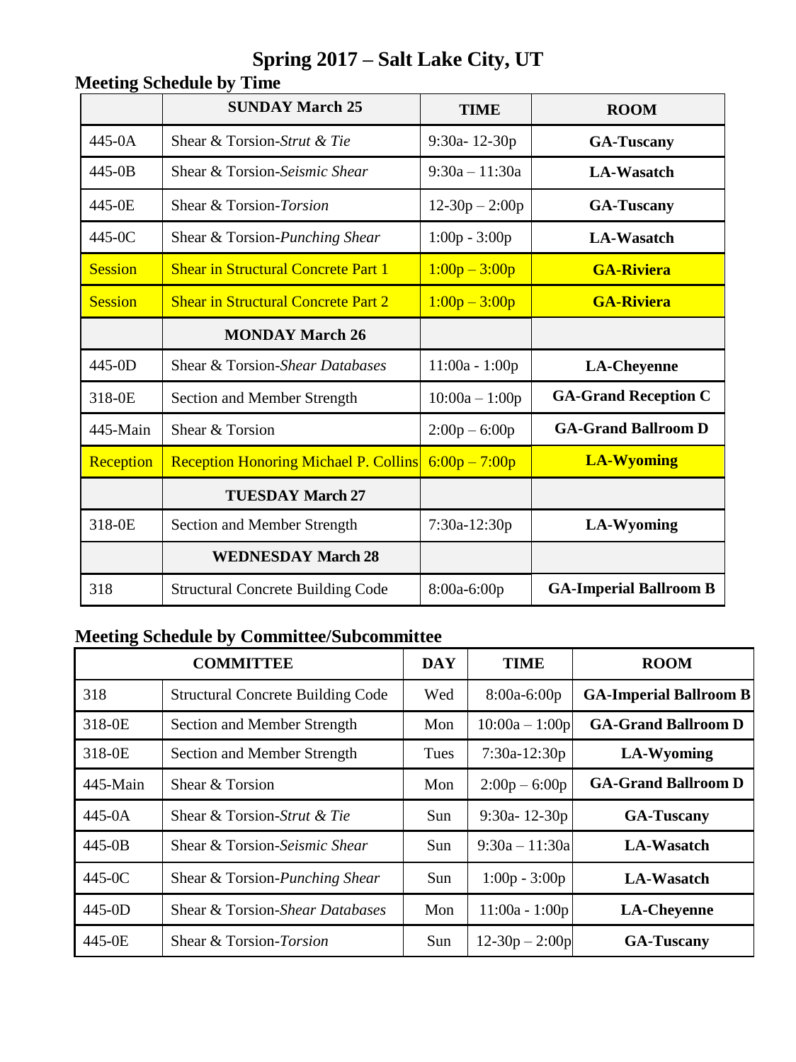# Spring 2017 – Salt Lake City, UT

## Meeting Schedule by Time

| | SUNDAY March 25 | TIME | ROOM |
|---|---|---|---|
| 445-0A | Shear & Torsion-*Strut & Tie* | 9:30a- 12-30p | **GA-Tuscany** |
| 445-0B | Shear & Torsion-*Seismic Shear* | 9:30a – 11:30a | **LA-Wasatch** |
| 445-0E | Shear & Torsion-*Torsion* | 12-30p – 2:00p | **GA-Tuscany** |
| 445-0C | Shear & Torsion-*Punching Shear* | 1:00p - 3:00p | **LA-Wasatch** |
| Session | Shear in Structural Concrete Part 1 | 1:00p – 3:00p | **GA-Riviera** |
| Session | Shear in Structural Concrete Part 2 | 1:00p – 3:00p | **GA-Riviera** |
| | **MONDAY March 26** | | |
| 445-0D | Shear & Torsion-*Shear Databases* | 11:00a - 1:00p | **LA-Cheyenne** |
| 318-0E | Section and Member Strength | 10:00a – 1:00p | **GA-Grand Reception C** |
| 445-Main | Shear & Torsion | 2:00p – 6:00p | **GA-Grand Ballroom D** |
| Reception | Reception Honoring Michael P. Collins | 6:00p – 7:00p | **LA-Wyoming** |
| | **TUESDAY March 27** | | |
| 318-0E | Section and Member Strength | 7:30a-12:30p | **LA-Wyoming** |
| | **WEDNESDAY March 28** | | |
| 318 | Structural Concrete Building Code | 8:00a-6:00p | **GA-Imperial Ballroom B** |

## Meeting Schedule by Committee/Subcommittee

| COMMITTEE | | DAY | TIME | ROOM |
|---|---|---|---|---|
| 318 | Structural Concrete Building Code | Wed | 8:00a-6:00p | **GA-Imperial Ballroom B** |
| 318-0E | Section and Member Strength | Mon | 10:00a – 1:00p | **GA-Grand Ballroom D** |
| 318-0E | Section and Member Strength | Tues | 7:30a-12:30p | **LA-Wyoming** |
| 445-Main | Shear & Torsion | Mon | 2:00p – 6:00p | **GA-Grand Ballroom D** |
| 445-0A | Shear & Torsion-*Strut & Tie* | Sun | 9:30a- 12-30p | **GA-Tuscany** |
| 445-0B | Shear & Torsion-*Seismic Shear* | Sun | 9:30a – 11:30a | **LA-Wasatch** |
| 445-0C | Shear & Torsion-*Punching Shear* | Sun | 1:00p - 3:00p | **LA-Wasatch** |
| 445-0D | Shear & Torsion-*Shear Databases* | Mon | 11:00a - 1:00p | **LA-Cheyenne** |
| 445-0E | Shear & Torsion-*Torsion* | Sun | 12-30p – 2:00p | **GA-Tuscany** |